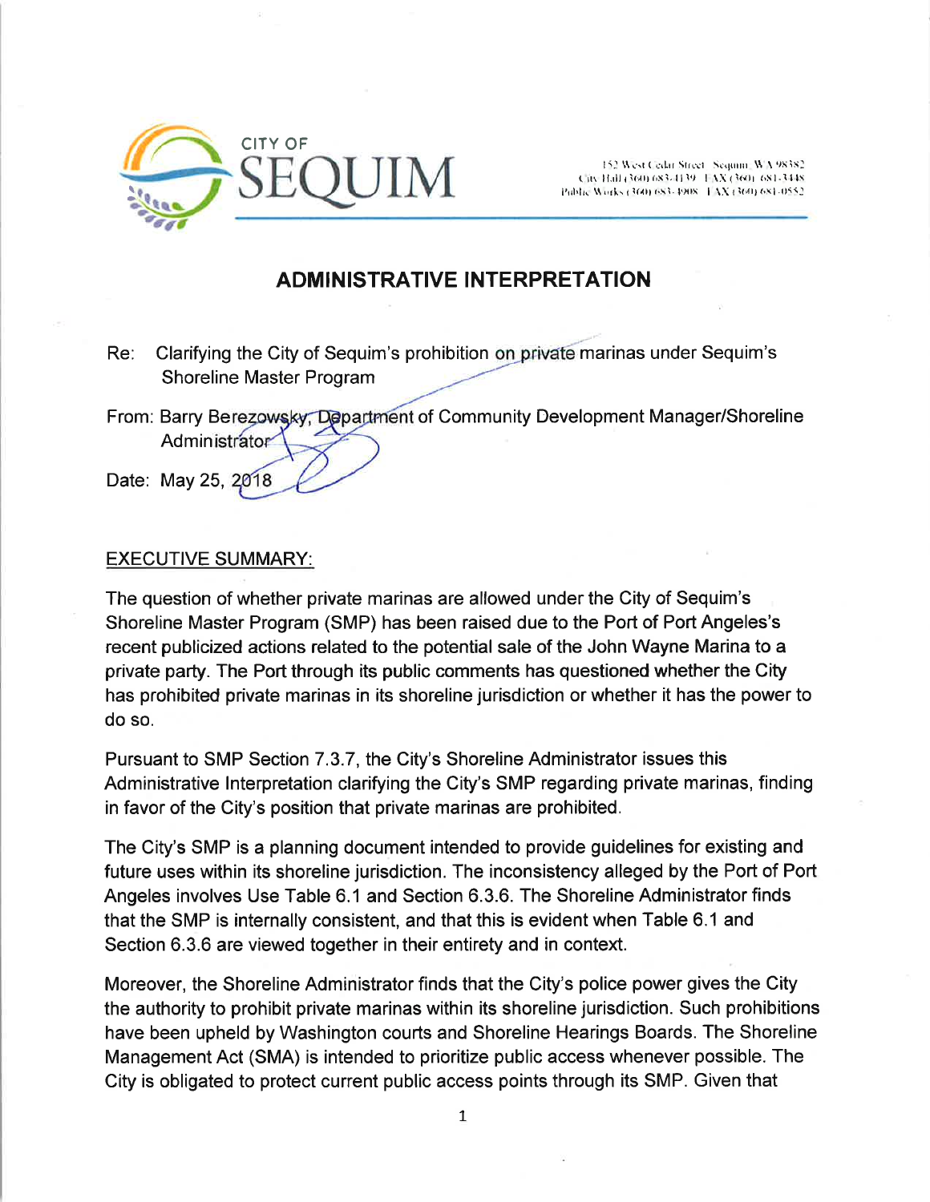CITY OF

SEQUIM

152 West Cedar Street Sequim WA 98382
City Hall (360) 683-4139 FAX (360) 681-3448
Public Works (360) 683-4908 FAX (360) 681-0552

## ADMINISTRATIVE INTERPRETATION

Re: Clarifying the City of Sequim's prohibition on private marinas under Sequim's Shoreline Master Program

From: Barry Berezowsky, Department of Community Development Manager/Shoreline Administrator

Date: May 25, 2018

<u>EXECUTIVE SUMMARY:</u>

The question of whether private marinas are allowed under the City of Sequim's Shoreline Master Program (SMP) has been raised due to the Port of Port Angeles's recent publicized actions related to the potential sale of the John Wayne Marina to a private party. The Port through its public comments has questioned whether the City has prohibited private marinas in its shoreline jurisdiction or whether it has the power to do so.

Pursuant to SMP Section 7.3.7, the City's Shoreline Administrator issues this Administrative Interpretation clarifying the City's SMP regarding private marinas, finding in favor of the City's position that private marinas are prohibited.

The City's SMP is a planning document intended to provide guidelines for existing and future uses within its shoreline jurisdiction. The inconsistency alleged by the Port of Port Angeles involves Use Table 6.1 and Section 6.3.6. The Shoreline Administrator finds that the SMP is internally consistent, and that this is evident when Table 6.1 and Section 6.3.6 are viewed together in their entirety and in context.

Moreover, the Shoreline Administrator finds that the City's police power gives the City the authority to prohibit private marinas within its shoreline jurisdiction. Such prohibitions have been upheld by Washington courts and Shoreline Hearings Boards. The Shoreline Management Act (SMA) is intended to prioritize public access whenever possible. The City is obligated to protect current public access points through its SMP. Given that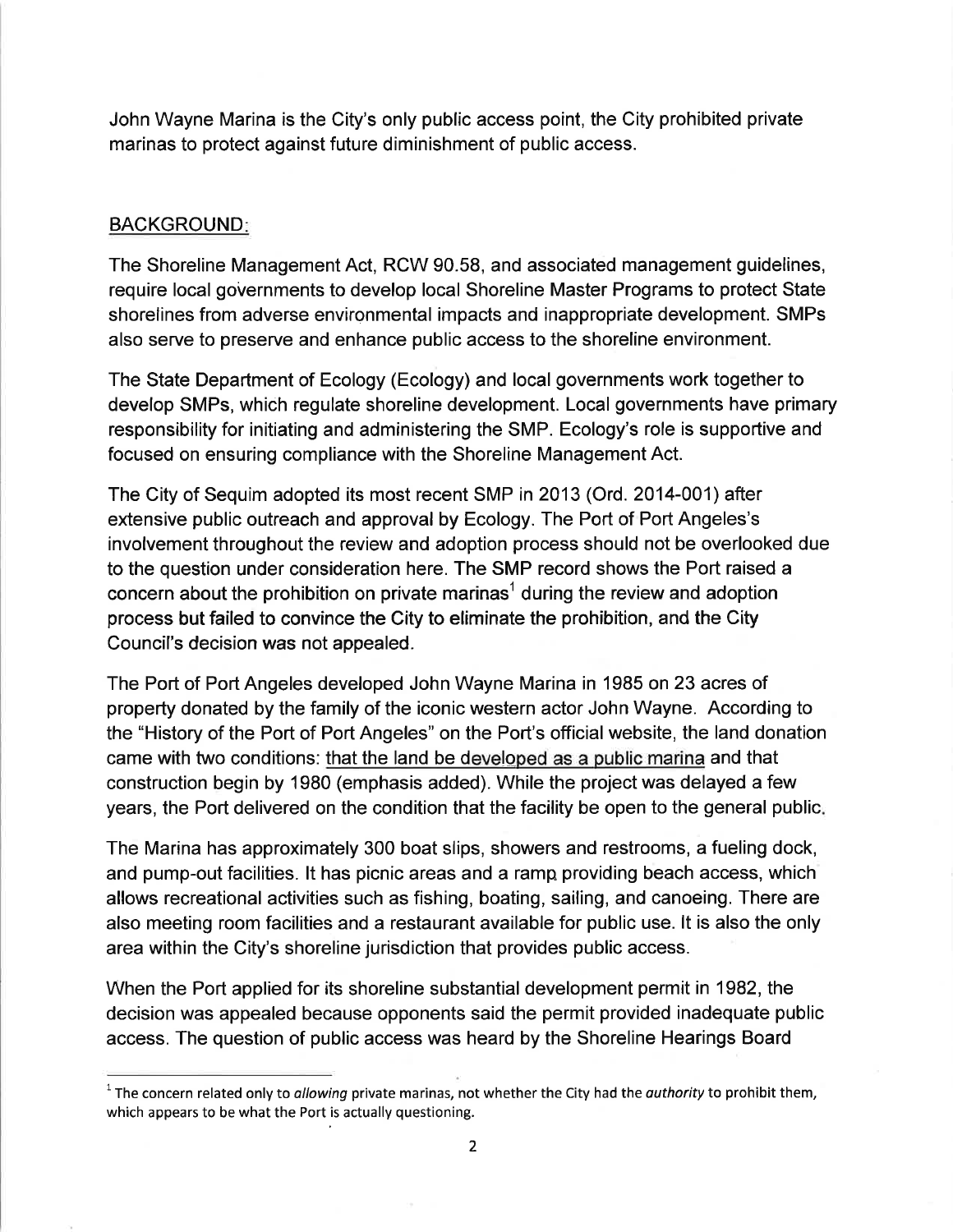John Wayne Marina is the City's only public access point, the City prohibited private marinas to protect against future diminishment of public access.

## BACKGROUND:

The Shoreline Management Act, RCW 90.58, and associated management guidelines, require local governments to develop local Shoreline Master Programs to protect State shorelines from adverse environmental impacts and inappropriate development. SMPs also serve to preserve and enhance public access to the shoreline environment.

The State Department of Ecology (Ecology) and local governments work together to develop SMPs, which regulate shoreline development. Local governments have primary responsibility for initiating and administering the SMP. Ecology's role is supportive and focused on ensuring compliance with the Shoreline Management Act.

The City of Sequim adopted its most recent SMP in 2013 (Ord. 2014-001) after extensive public outreach and approval by Ecology. The Port of Port Angeles's involvement throughout the review and adoption process should not be overlooked due to the question under consideration here. The SMP record shows the Port raised a concern about the prohibition on private marinas[1] during the review and adoption process but failed to convince the City to eliminate the prohibition, and the City Council's decision was not appealed.

The Port of Port Angeles developed John Wayne Marina in 1985 on 23 acres of property donated by the family of the iconic western actor John Wayne. According to the "History of the Port of Port Angeles" on the Port's official website, the land donation came with two conditions: <u>that the land be developed as a public marina</u> and that construction begin by 1980 (emphasis added). While the project was delayed a few years, the Port delivered on the condition that the facility be open to the general public.

The Marina has approximately 300 boat slips, showers and restrooms, a fueling dock, and pump-out facilities. It has picnic areas and a ramp providing beach access, which allows recreational activities such as fishing, boating, sailing, and canoeing. There are also meeting room facilities and a restaurant available for public use. It is also the only area within the City's shoreline jurisdiction that provides public access.

When the Port applied for its shoreline substantial development permit in 1982, the decision was appealed because opponents said the permit provided inadequate public access. The question of public access was heard by the Shoreline Hearings Board

---

[1] The concern related only to *allowing* private marinas, not whether the City had the *authority* to prohibit them, which appears to be what the Port is actually questioning.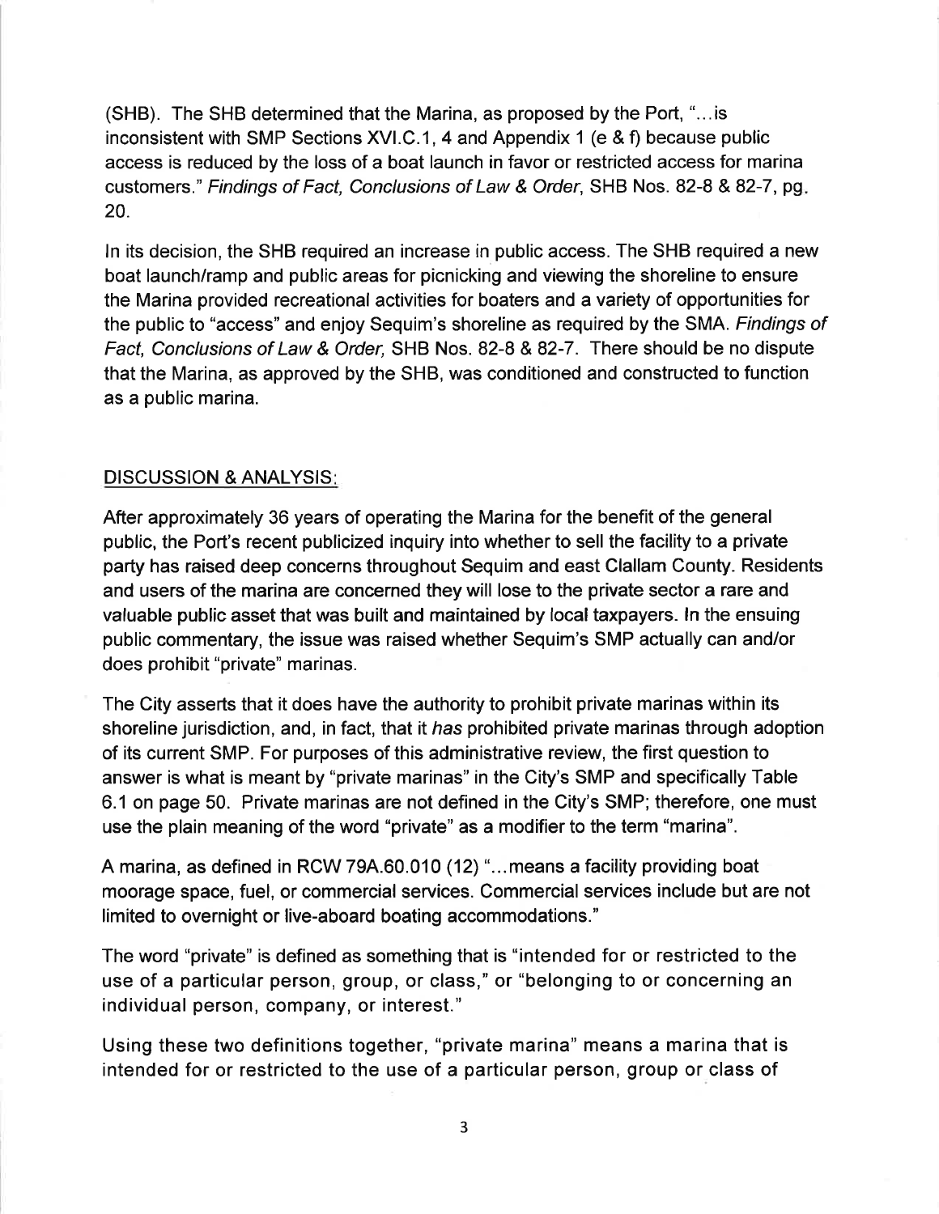(SHB). The SHB determined that the Marina, as proposed by the Port, "…is inconsistent with SMP Sections XVI.C.1, 4 and Appendix 1 (e & f) because public access is reduced by the loss of a boat launch in favor or restricted access for marina customers." *Findings of Fact, Conclusions of Law & Order*, SHB Nos. 82-8 & 82-7, pg. 20.

In its decision, the SHB required an increase in public access. The SHB required a new boat launch/ramp and public areas for picnicking and viewing the shoreline to ensure the Marina provided recreational activities for boaters and a variety of opportunities for the public to "access" and enjoy Sequim's shoreline as required by the SMA. *Findings of Fact, Conclusions of Law & Order,* SHB Nos. 82-8 & 82-7. There should be no dispute that the Marina, as approved by the SHB, was conditioned and constructed to function as a public marina.

DISCUSSION & ANALYSIS:

After approximately 36 years of operating the Marina for the benefit of the general public, the Port's recent publicized inquiry into whether to sell the facility to a private party has raised deep concerns throughout Sequim and east Clallam County. Residents and users of the marina are concerned they will lose to the private sector a rare and valuable public asset that was built and maintained by local taxpayers. In the ensuing public commentary, the issue was raised whether Sequim's SMP actually can and/or does prohibit "private" marinas.

The City asserts that it does have the authority to prohibit private marinas within its shoreline jurisdiction, and, in fact, that it *has* prohibited private marinas through adoption of its current SMP. For purposes of this administrative review, the first question to answer is what is meant by "private marinas" in the City's SMP and specifically Table 6.1 on page 50. Private marinas are not defined in the City's SMP; therefore, one must use the plain meaning of the word "private" as a modifier to the term "marina".

A marina, as defined in RCW 79A.60.010 (12) "…means a facility providing boat moorage space, fuel, or commercial services. Commercial services include but are not limited to overnight or live-aboard boating accommodations."

The word "private" is defined as something that is "intended for or restricted to the use of a particular person, group, or class," or "belonging to or concerning an individual person, company, or interest."

Using these two definitions together, "private marina" means a marina that is intended for or restricted to the use of a particular person, group or class of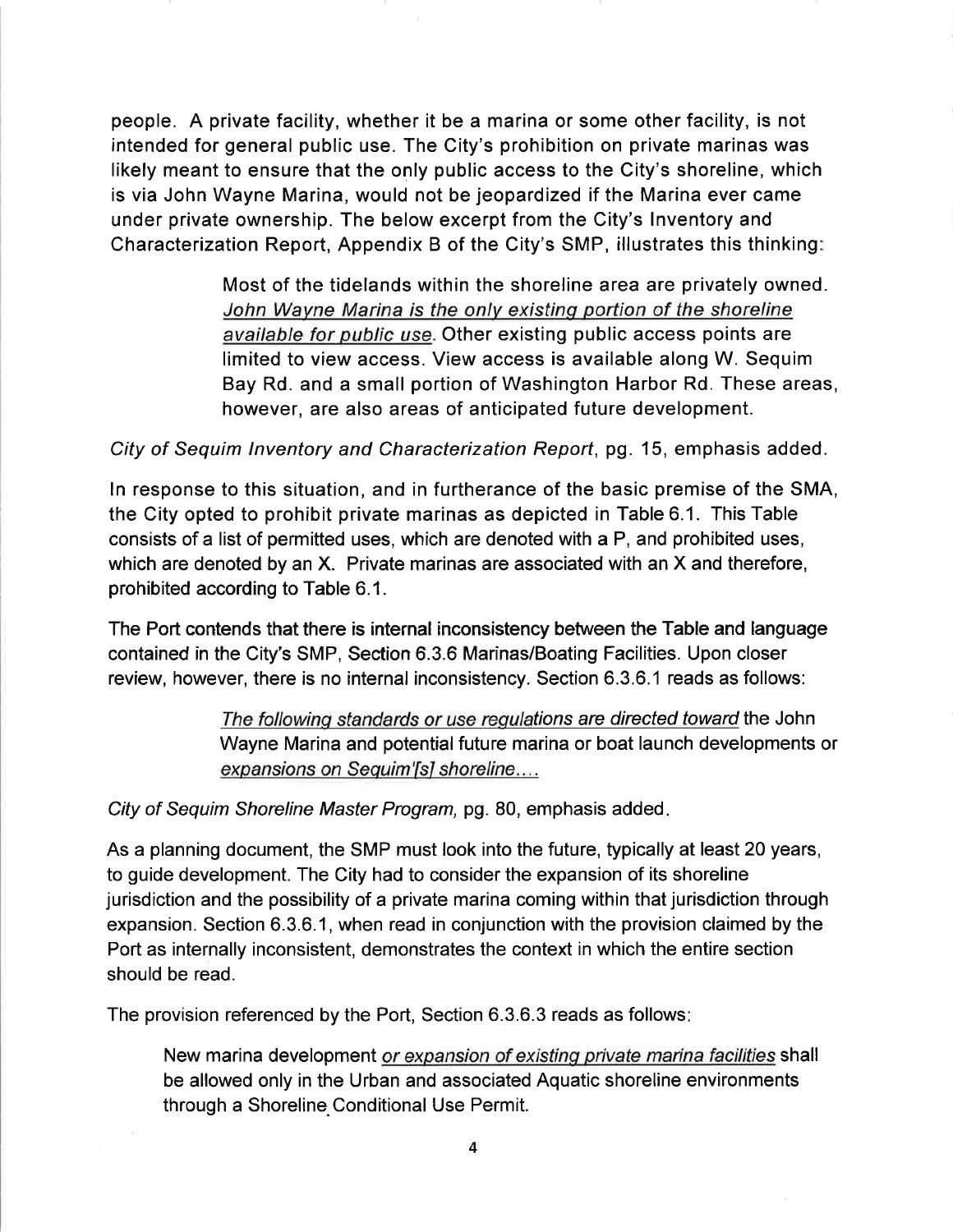people. A private facility, whether it be a marina or some other facility, is not intended for general public use. The City's prohibition on private marinas was likely meant to ensure that the only public access to the City's shoreline, which is via John Wayne Marina, would not be jeopardized if the Marina ever came under private ownership. The below excerpt from the City's Inventory and Characterization Report, Appendix B of the City's SMP, illustrates this thinking:

> Most of the tidelands within the shoreline area are privately owned. <u>John Wayne Marina is the only existing portion of the shoreline available for public use</u>. Other existing public access points are limited to view access. View access is available along W. Sequim Bay Rd. and a small portion of Washington Harbor Rd. These areas, however, are also areas of anticipated future development.

*City of Sequim Inventory and Characterization Report*, pg. 15, emphasis added.

In response to this situation, and in furtherance of the basic premise of the SMA, the City opted to prohibit private marinas as depicted in Table 6.1. This Table consists of a list of permitted uses, which are denoted with a P, and prohibited uses, which are denoted by an X. Private marinas are associated with an X and therefore, prohibited according to Table 6.1.

The Port contends that there is internal inconsistency between the Table and language contained in the City's SMP, Section 6.3.6 Marinas/Boating Facilities. Upon closer review, however, there is no internal inconsistency. Section 6.3.6.1 reads as follows:

> *<u>The following standards or use regulations are directed toward</u>* the John Wayne Marina and potential future marina or boat launch developments or *<u>expansions on Sequim'[s] shoreline....</u>*

*City of Sequim Shoreline Master Program*, pg. 80, emphasis added.

As a planning document, the SMP must look into the future, typically at least 20 years, to guide development. The City had to consider the expansion of its shoreline jurisdiction and the possibility of a private marina coming within that jurisdiction through expansion. Section 6.3.6.1, when read in conjunction with the provision claimed by the Port as internally inconsistent, demonstrates the context in which the entire section should be read.

The provision referenced by the Port, Section 6.3.6.3 reads as follows:

> New marina development *<u>or expansion of existing private marina facilities</u>* shall be allowed only in the Urban and associated Aquatic shoreline environments through a Shoreline Conditional Use Permit.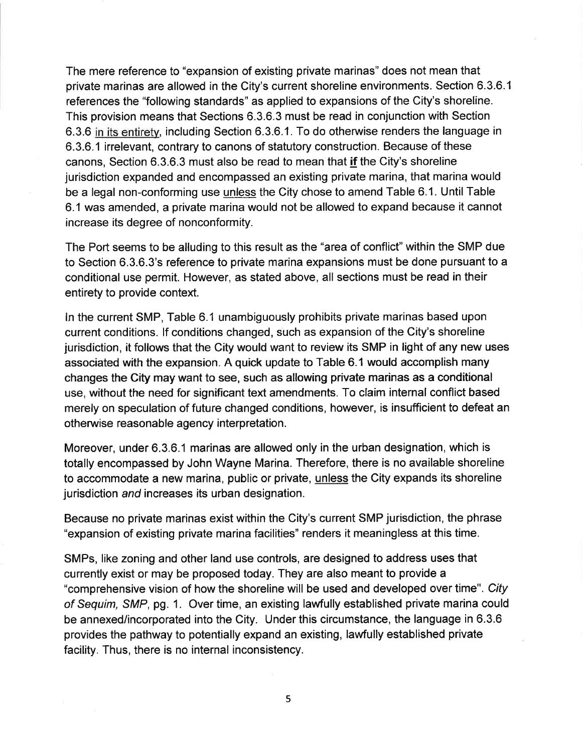The mere reference to "expansion of existing private marinas" does not mean that private marinas are allowed in the City's current shoreline environments. Section 6.3.6.1 references the "following standards" as applied to expansions of the City's shoreline. This provision means that Sections 6.3.6.3 must be read in conjunction with Section 6.3.6 in its entirety, including Section 6.3.6.1. To do otherwise renders the language in 6.3.6.1 irrelevant, contrary to canons of statutory construction. Because of these canons, Section 6.3.6.3 must also be read to mean that **if** the City's shoreline jurisdiction expanded and encompassed an existing private marina, that marina would be a legal non-conforming use unless the City chose to amend Table 6.1. Until Table 6.1 was amended, a private marina would not be allowed to expand because it cannot increase its degree of nonconformity.

The Port seems to be alluding to this result as the "area of conflict" within the SMP due to Section 6.3.6.3's reference to private marina expansions must be done pursuant to a conditional use permit. However, as stated above, all sections must be read in their entirety to provide context.

In the current SMP, Table 6.1 unambiguously prohibits private marinas based upon current conditions. If conditions changed, such as expansion of the City's shoreline jurisdiction, it follows that the City would want to review its SMP in light of any new uses associated with the expansion. A quick update to Table 6.1 would accomplish many changes the City may want to see, such as allowing private marinas as a conditional use, without the need for significant text amendments. To claim internal conflict based merely on speculation of future changed conditions, however, is insufficient to defeat an otherwise reasonable agency interpretation.

Moreover, under 6.3.6.1 marinas are allowed only in the urban designation, which is totally encompassed by John Wayne Marina. Therefore, there is no available shoreline to accommodate a new marina, public or private, unless the City expands its shoreline jurisdiction *and* increases its urban designation.

Because no private marinas exist within the City's current SMP jurisdiction, the phrase "expansion of existing private marina facilities" renders it meaningless at this time.

SMPs, like zoning and other land use controls, are designed to address uses that currently exist or may be proposed today. They are also meant to provide a "comprehensive vision of how the shoreline will be used and developed over time". *City of Sequim, SMP*, pg. 1. Over time, an existing lawfully established private marina could be annexed/incorporated into the City. Under this circumstance, the language in 6.3.6 provides the pathway to potentially expand an existing, lawfully established private facility. Thus, there is no internal inconsistency.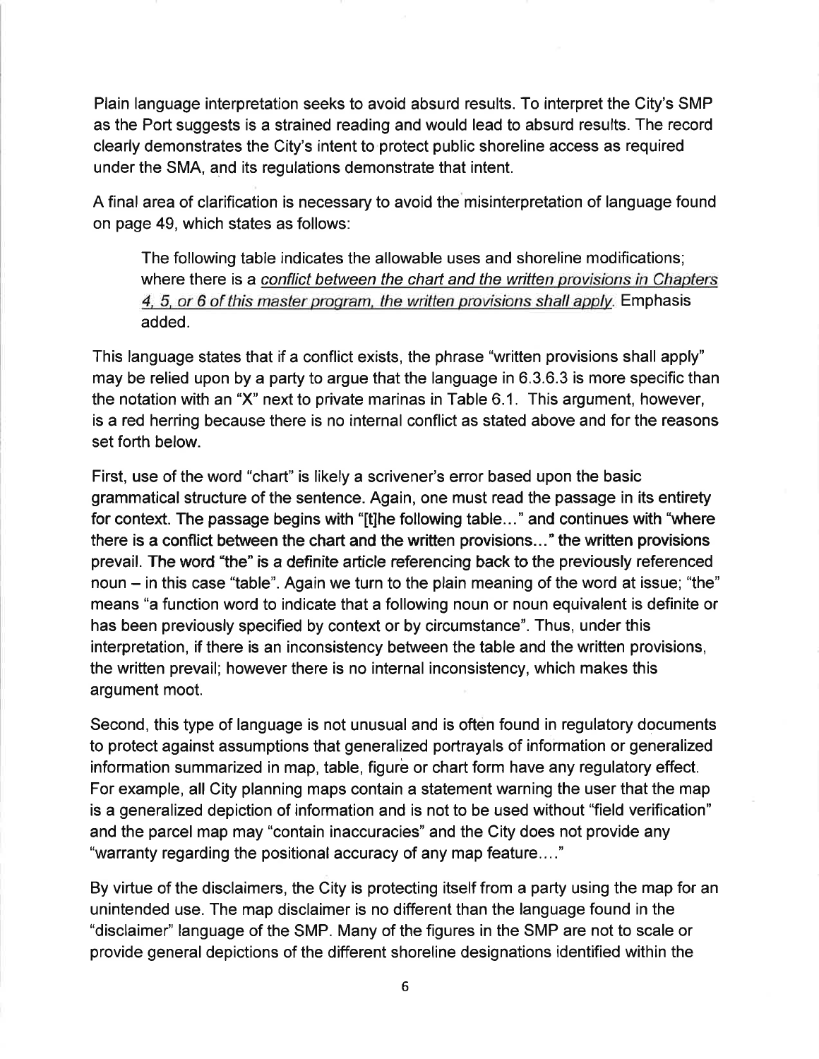Plain language interpretation seeks to avoid absurd results. To interpret the City's SMP as the Port suggests is a strained reading and would lead to absurd results. The record clearly demonstrates the City's intent to protect public shoreline access as required under the SMA, and its regulations demonstrate that intent.

A final area of clarification is necessary to avoid the misinterpretation of language found on page 49, which states as follows:

> The following table indicates the allowable uses and shoreline modifications; where there is a <u>conflict between the chart and the written provisions in Chapters 4, 5, or 6 of this master program, the written provisions shall apply</u>. Emphasis added.

This language states that if a conflict exists, the phrase "written provisions shall apply" may be relied upon by a party to argue that the language in 6.3.6.3 is more specific than the notation with an "X" next to private marinas in Table 6.1. This argument, however, is a red herring because there is no internal conflict as stated above and for the reasons set forth below.

First, use of the word "chart" is likely a scrivener's error based upon the basic grammatical structure of the sentence. Again, one must read the passage in its entirety for context. The passage begins with "[t]he following table…" and continues with "where there is a conflict between the chart and the written provisions…" the written provisions prevail. The word "the" is a definite article referencing back to the previously referenced noun – in this case "table". Again we turn to the plain meaning of the word at issue; "the" means "a function word to indicate that a following noun or noun equivalent is definite or has been previously specified by context or by circumstance". Thus, under this interpretation, if there is an inconsistency between the table and the written provisions, the written prevail; however there is no internal inconsistency, which makes this argument moot.

Second, this type of language is not unusual and is often found in regulatory documents to protect against assumptions that generalized portrayals of information or generalized information summarized in map, table, figure or chart form have any regulatory effect. For example, all City planning maps contain a statement warning the user that the map is a generalized depiction of information and is not to be used without "field verification" and the parcel map may "contain inaccuracies" and the City does not provide any "warranty regarding the positional accuracy of any map feature…."

By virtue of the disclaimers, the City is protecting itself from a party using the map for an unintended use. The map disclaimer is no different than the language found in the "disclaimer" language of the SMP. Many of the figures in the SMP are not to scale or provide general depictions of the different shoreline designations identified within the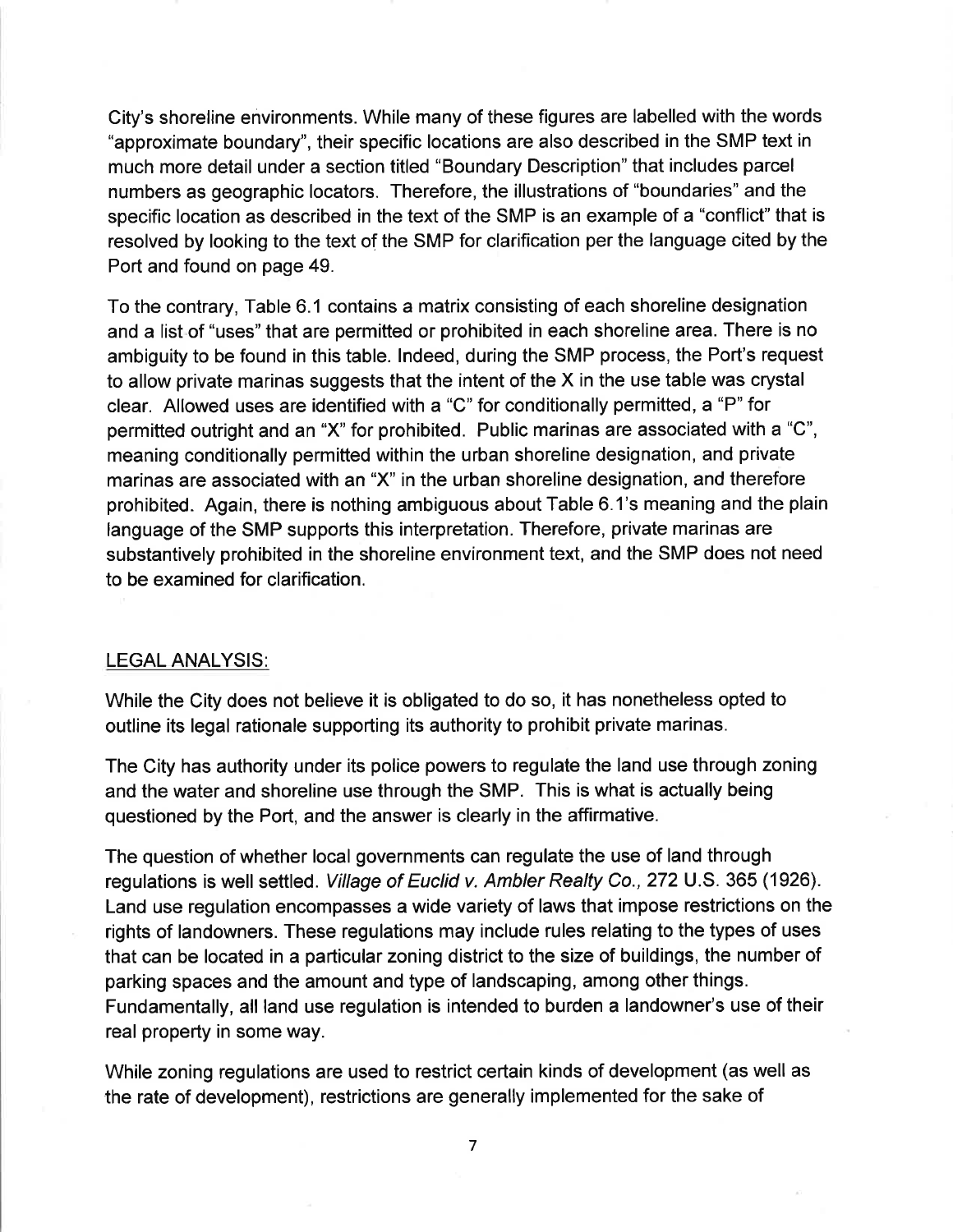City's shoreline environments. While many of these figures are labelled with the words "approximate boundary", their specific locations are also described in the SMP text in much more detail under a section titled "Boundary Description" that includes parcel numbers as geographic locators. Therefore, the illustrations of "boundaries" and the specific location as described in the text of the SMP is an example of a "conflict" that is resolved by looking to the text of the SMP for clarification per the language cited by the Port and found on page 49.

To the contrary, Table 6.1 contains a matrix consisting of each shoreline designation and a list of "uses" that are permitted or prohibited in each shoreline area. There is no ambiguity to be found in this table. Indeed, during the SMP process, the Port's request to allow private marinas suggests that the intent of the X in the use table was crystal clear. Allowed uses are identified with a "C" for conditionally permitted, a "P" for permitted outright and an "X" for prohibited. Public marinas are associated with a "C", meaning conditionally permitted within the urban shoreline designation, and private marinas are associated with an "X" in the urban shoreline designation, and therefore prohibited. Again, there is nothing ambiguous about Table 6.1's meaning and the plain language of the SMP supports this interpretation. Therefore, private marinas are substantively prohibited in the shoreline environment text, and the SMP does not need to be examined for clarification.

## LEGAL ANALYSIS:

While the City does not believe it is obligated to do so, it has nonetheless opted to outline its legal rationale supporting its authority to prohibit private marinas.

The City has authority under its police powers to regulate the land use through zoning and the water and shoreline use through the SMP. This is what is actually being questioned by the Port, and the answer is clearly in the affirmative.

The question of whether local governments can regulate the use of land through regulations is well settled. *Village of Euclid v. Ambler Realty Co.,* 272 U.S. 365 (1926). Land use regulation encompasses a wide variety of laws that impose restrictions on the rights of landowners. These regulations may include rules relating to the types of uses that can be located in a particular zoning district to the size of buildings, the number of parking spaces and the amount and type of landscaping, among other things. Fundamentally, all land use regulation is intended to burden a landowner's use of their real property in some way.

While zoning regulations are used to restrict certain kinds of development (as well as the rate of development), restrictions are generally implemented for the sake of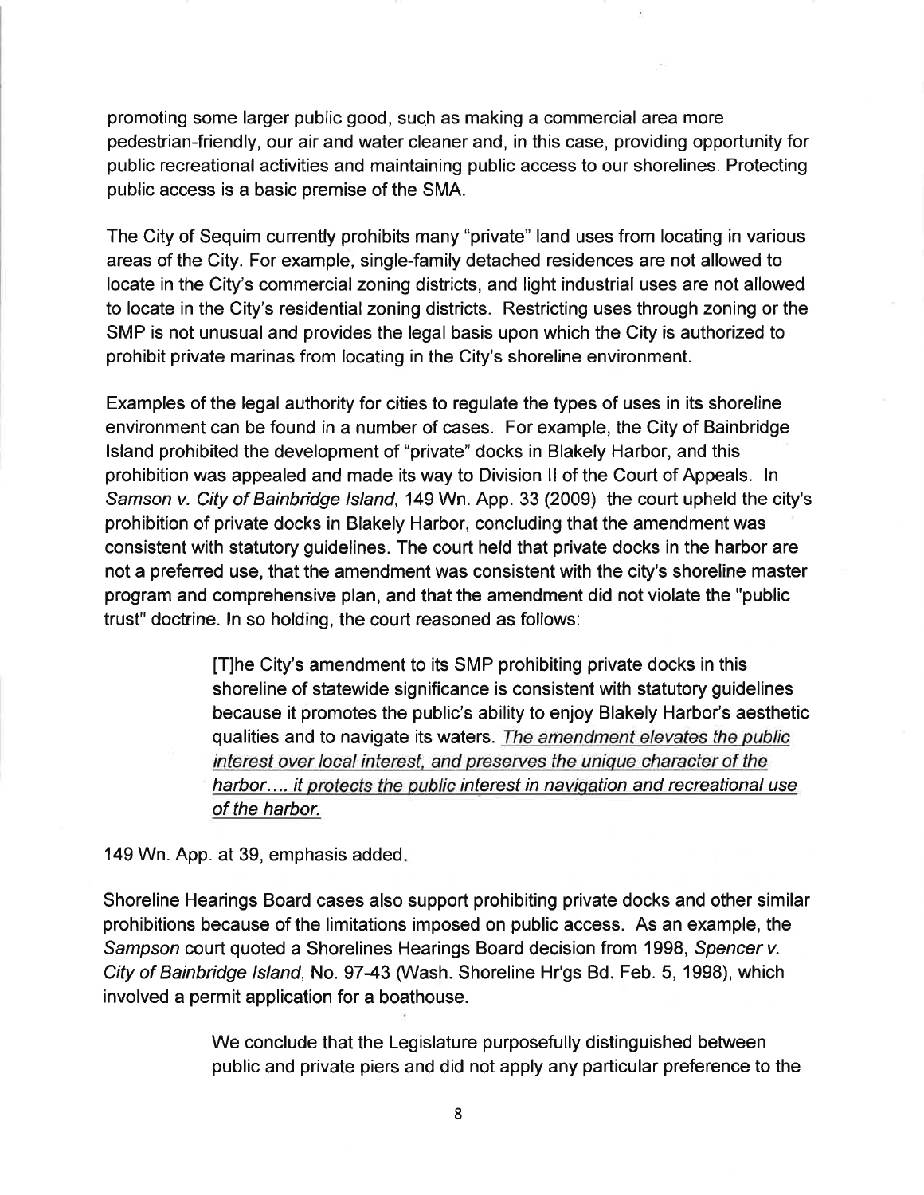promoting some larger public good, such as making a commercial area more pedestrian-friendly, our air and water cleaner and, in this case, providing opportunity for public recreational activities and maintaining public access to our shorelines. Protecting public access is a basic premise of the SMA.

The City of Sequim currently prohibits many "private" land uses from locating in various areas of the City. For example, single-family detached residences are not allowed to locate in the City's commercial zoning districts, and light industrial uses are not allowed to locate in the City's residential zoning districts. Restricting uses through zoning or the SMP is not unusual and provides the legal basis upon which the City is authorized to prohibit private marinas from locating in the City's shoreline environment.

Examples of the legal authority for cities to regulate the types of uses in its shoreline environment can be found in a number of cases. For example, the City of Bainbridge Island prohibited the development of "private" docks in Blakely Harbor, and this prohibition was appealed and made its way to Division II of the Court of Appeals. In *Samson v. City of Bainbridge Island*, 149 Wn. App. 33 (2009) the court upheld the city's prohibition of private docks in Blakely Harbor, concluding that the amendment was consistent with statutory guidelines. The court held that private docks in the harbor are not a preferred use, that the amendment was consistent with the city's shoreline master program and comprehensive plan, and that the amendment did not violate the "public trust" doctrine. In so holding, the court reasoned as follows:

> [T]he City's amendment to its SMP prohibiting private docks in this shoreline of statewide significance is consistent with statutory guidelines because it promotes the public's ability to enjoy Blakely Harbor's aesthetic qualities and to navigate its waters. *<u>The amendment elevates the public interest over local interest, and preserves the unique character of the harbor.... it protects the public interest in navigation and recreational use of the harbor.</u>*

149 Wn. App. at 39, emphasis added.

Shoreline Hearings Board cases also support prohibiting private docks and other similar prohibitions because of the limitations imposed on public access. As an example, the *Sampson* court quoted a Shorelines Hearings Board decision from 1998, *Spencer v. City of Bainbridge Island*, No. 97-43 (Wash. Shoreline Hr'gs Bd. Feb. 5, 1998), which involved a permit application for a boathouse.

> We conclude that the Legislature purposefully distinguished between public and private piers and did not apply any particular preference to the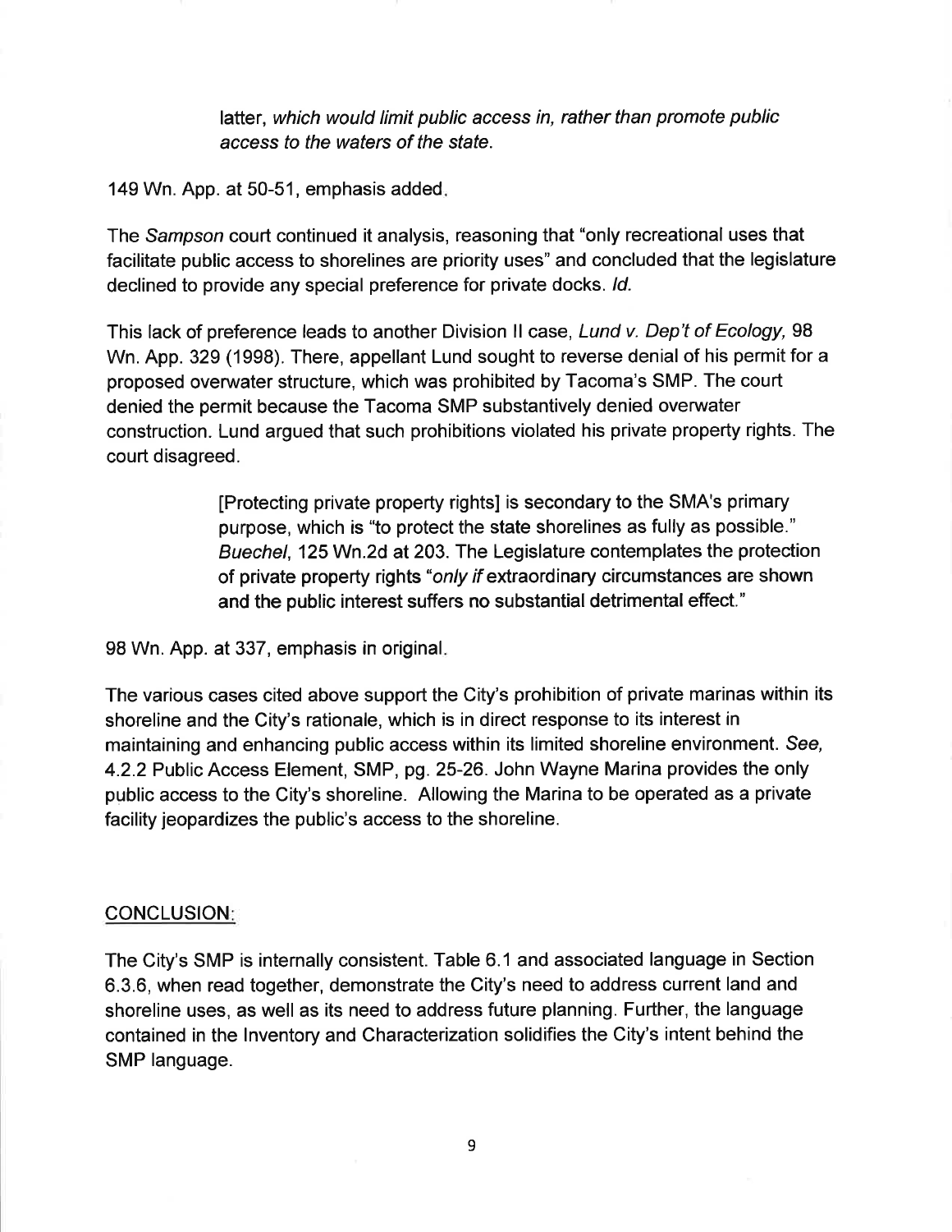> latter, *which would limit public access in, rather than promote public access to the waters of the state.*

149 Wn. App. at 50-51, emphasis added.

The *Sampson* court continued it analysis, reasoning that "only recreational uses that facilitate public access to shorelines are priority uses" and concluded that the legislature declined to provide any special preference for private docks. *Id.*

This lack of preference leads to another Division II case, *Lund v. Dep't of Ecology,* 98 Wn. App. 329 (1998). There, appellant Lund sought to reverse denial of his permit for a proposed overwater structure, which was prohibited by Tacoma's SMP. The court denied the permit because the Tacoma SMP substantively denied overwater construction. Lund argued that such prohibitions violated his private property rights. The court disagreed.

> [Protecting private property rights] is secondary to the SMA's primary purpose, which is "to protect the state shorelines as fully as possible." *Buechel*, 125 Wn.2d at 203. The Legislature contemplates the protection of private property rights "*only if* extraordinary circumstances are shown and the public interest suffers no substantial detrimental effect."

98 Wn. App. at 337, emphasis in original.

The various cases cited above support the City's prohibition of private marinas within its shoreline and the City's rationale, which is in direct response to its interest in maintaining and enhancing public access within its limited shoreline environment. *See,* 4.2.2 Public Access Element, SMP, pg. 25-26. John Wayne Marina provides the only public access to the City's shoreline. Allowing the Marina to be operated as a private facility jeopardizes the public's access to the shoreline.

## CONCLUSION:

The City's SMP is internally consistent. Table 6.1 and associated language in Section 6.3.6, when read together, demonstrate the City's need to address current land and shoreline uses, as well as its need to address future planning. Further, the language contained in the Inventory and Characterization solidifies the City's intent behind the SMP language.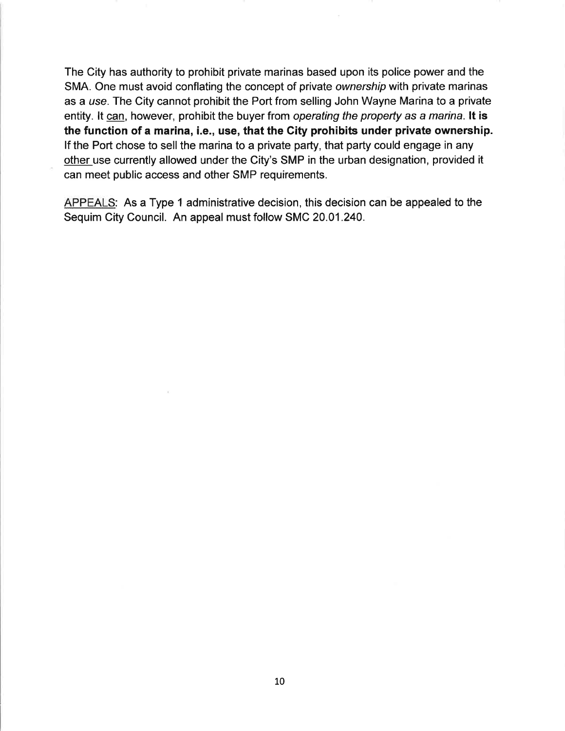The City has authority to prohibit private marinas based upon its police power and the SMA. One must avoid conflating the concept of private *ownership* with private marinas as a *use*. The City cannot prohibit the Port from selling John Wayne Marina to a private entity. It <u>can</u>, however, prohibit the buyer from *operating the property as a marina*. **It is the function of a marina, i.e., use, that the City prohibits under private ownership.** If the Port chose to sell the marina to a private party, that party could engage in any <u>other</u> use currently allowed under the City's SMP in the urban designation, provided it can meet public access and other SMP requirements.

<u>APPEALS</u>: As a Type 1 administrative decision, this decision can be appealed to the Sequim City Council. An appeal must follow SMC 20.01.240.